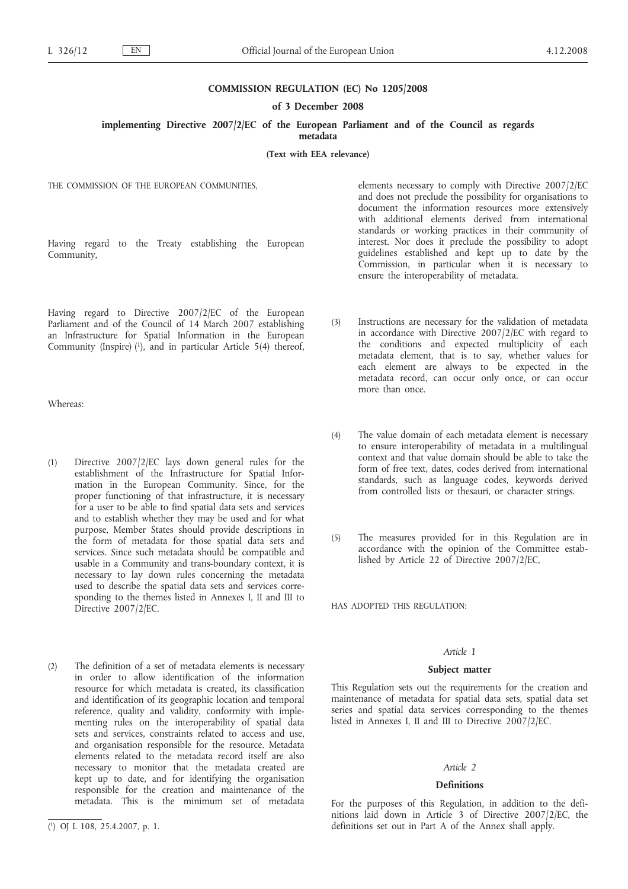# COMMISSION REGULATION (EC) No 1205/2008

## of 3 December 2008

## implementing Directive 2007/2/EC of the European Parliament and of the Council as regards metadata

**(Text with EEA relevance)**

THE COMMISSION OF THE EUROPEAN COMMUNITIES,

Having regard to the Treaty establishing the European Community,

Having regard to Directive 2007/2/EC of the European Parliament and of the Council of 14 March 2007 establishing an Infrastructure for Spatial Information in the European Community (Inspire) [1], and in particular Article 5(4) thereof,

Whereas:

(1) Directive 2007/2/EC lays down general rules for the establishment of the Infrastructure for Spatial Information in the European Community. Since, for the proper functioning of that infrastructure, it is necessary for a user to be able to find spatial data sets and services and to establish whether they may be used and for what purpose, Member States should provide descriptions in the form of metadata for those spatial data sets and services. Since such metadata should be compatible and usable in a Community and trans-boundary context, it is necessary to lay down rules concerning the metadata used to describe the spatial data sets and services corresponding to the themes listed in Annexes I, II and III to Directive 2007/2/EC.

(2) The definition of a set of metadata elements is necessary in order to allow identification of the information resource for which metadata is created, its classification and identification of its geographic location and temporal reference, quality and validity, conformity with implementing rules on the interoperability of spatial data sets and services, constraints related to access and use, and organisation responsible for the resource. Metadata elements related to the metadata record itself are also necessary to monitor that the metadata created are kept up to date, and for identifying the organisation responsible for the creation and maintenance of the metadata. This is the minimum set of metadata elements necessary to comply with Directive 2007/2/EC and does not preclude the possibility for organisations to document the information resources more extensively with additional elements derived from international standards or working practices in their community of interest. Nor does it preclude the possibility to adopt guidelines established and kept up to date by the Commission, in particular when it is necessary to ensure the interoperability of metadata.

(3) Instructions are necessary for the validation of metadata in accordance with Directive 2007/2/EC with regard to the conditions and expected multiplicity of each metadata element, that is to say, whether values for each element are always to be expected in the metadata record, can occur only once, or can occur more than once.

(4) The value domain of each metadata element is necessary to ensure interoperability of metadata in a multilingual context and that value domain should be able to take the form of free text, dates, codes derived from international standards, such as language codes, keywords derived from controlled lists or thesauri, or character strings.

(5) The measures provided for in this Regulation are in accordance with the opinion of the Committee established by Article 22 of Directive 2007/2/EC,

HAS ADOPTED THIS REGULATION:

### *Article 1*

### Subject matter

This Regulation sets out the requirements for the creation and maintenance of metadata for spatial data sets, spatial data set series and spatial data services corresponding to the themes listed in Annexes I, II and III to Directive 2007/2/EC.

### *Article 2*

### Definitions

For the purposes of this Regulation, in addition to the definitions laid down in Article 3 of Directive 2007/2/EC, the definitions set out in Part A of the Annex shall apply.

---

[1] OJ L 108, 25.4.2007, p. 1.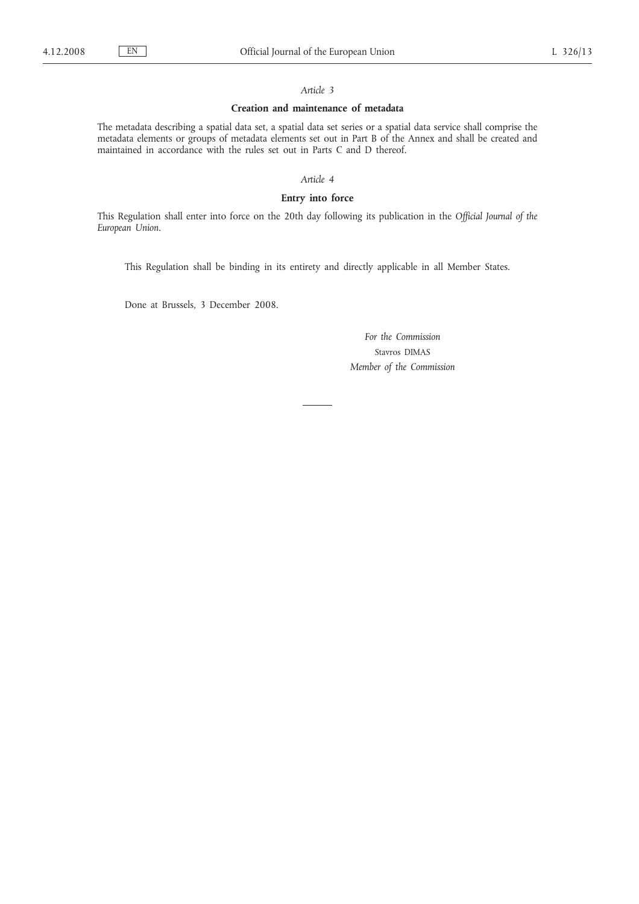*Article 3*

**Creation and maintenance of metadata**

The metadata describing a spatial data set, a spatial data set series or a spatial data service shall comprise the metadata elements or groups of metadata elements set out in Part B of the Annex and shall be created and maintained in accordance with the rules set out in Parts C and D thereof.

*Article 4*

**Entry into force**

This Regulation shall enter into force on the 20th day following its publication in the *Official Journal of the European Union*.

This Regulation shall be binding in its entirety and directly applicable in all Member States.

Done at Brussels, 3 December 2008.

*For the Commission*

Stavros DIMAS

*Member of the Commission*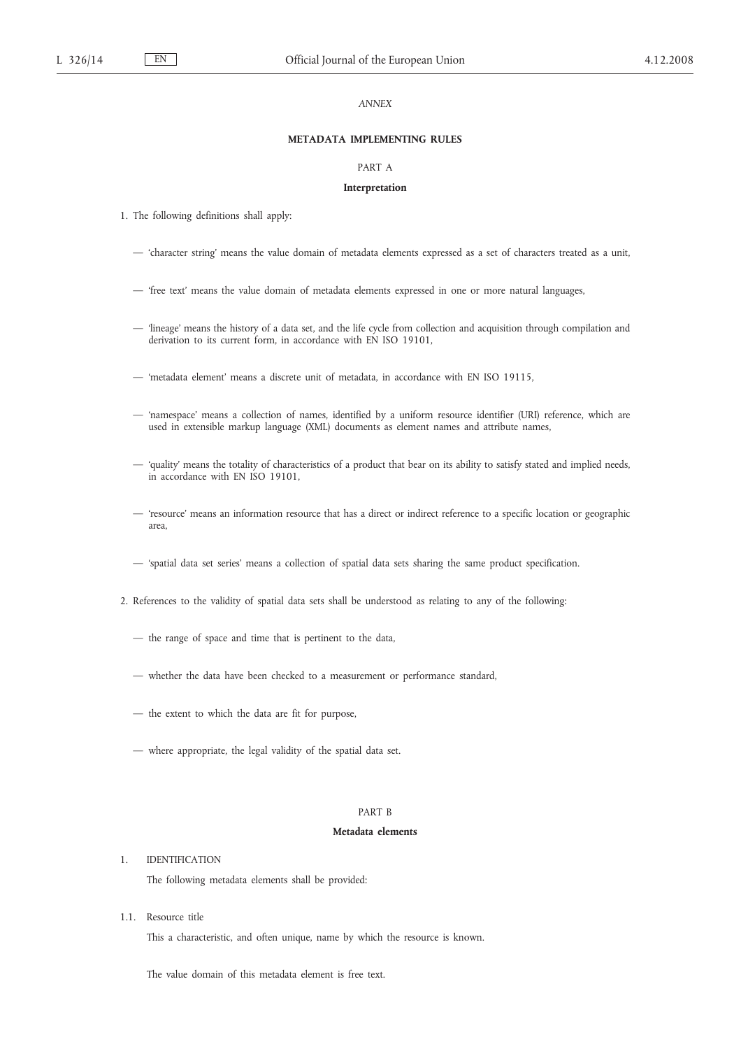*ANNEX*

## METADATA IMPLEMENTING RULES

### PART A

### Interpretation

1. The following definitions shall apply:

   — 'character string' means the value domain of metadata elements expressed as a set of characters treated as a unit,

   — 'free text' means the value domain of metadata elements expressed in one or more natural languages,

   — 'lineage' means the history of a data set, and the life cycle from collection and acquisition through compilation and derivation to its current form, in accordance with EN ISO 19101,

   — 'metadata element' means a discrete unit of metadata, in accordance with EN ISO 19115,

   — 'namespace' means a collection of names, identified by a uniform resource identifier (URI) reference, which are used in extensible markup language (XML) documents as element names and attribute names,

   — 'quality' means the totality of characteristics of a product that bear on its ability to satisfy stated and implied needs, in accordance with EN ISO 19101,

   — 'resource' means an information resource that has a direct or indirect reference to a specific location or geographic area,

   — 'spatial data set series' means a collection of spatial data sets sharing the same product specification.

2. References to the validity of spatial data sets shall be understood as relating to any of the following:

   — the range of space and time that is pertinent to the data,

   — whether the data have been checked to a measurement or performance standard,

   — the extent to which the data are fit for purpose,

   — where appropriate, the legal validity of the spatial data set.

### PART B

### Metadata elements

1. IDENTIFICATION

   The following metadata elements shall be provided:

1.1. Resource title

   This a characteristic, and often unique, name by which the resource is known.

   The value domain of this metadata element is free text.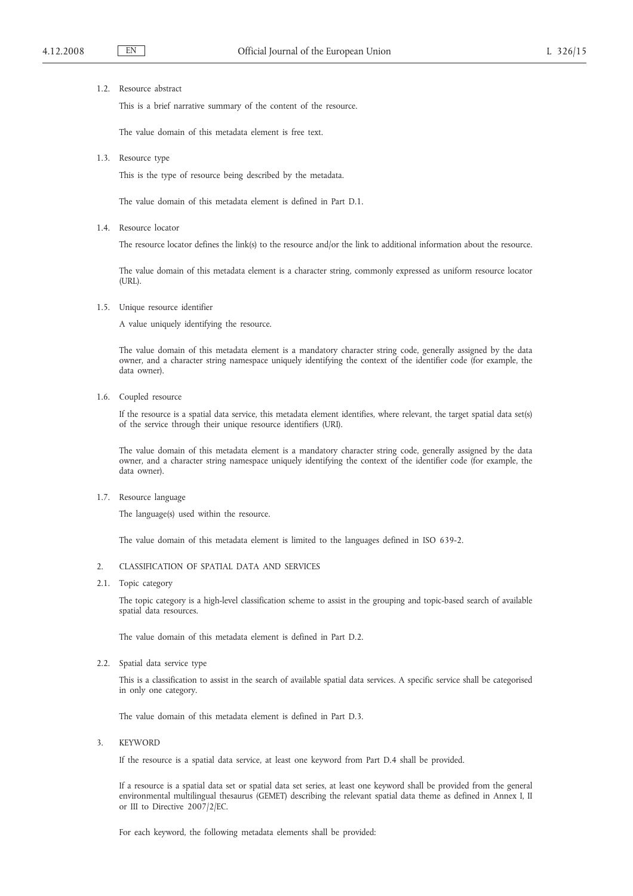1.2. Resource abstract

This is a brief narrative summary of the content of the resource.

The value domain of this metadata element is free text.

1.3. Resource type

This is the type of resource being described by the metadata.

The value domain of this metadata element is defined in Part D.1.

1.4. Resource locator

The resource locator defines the link(s) to the resource and/or the link to additional information about the resource.

The value domain of this metadata element is a character string, commonly expressed as uniform resource locator (URL).

1.5. Unique resource identifier

A value uniquely identifying the resource.

The value domain of this metadata element is a mandatory character string code, generally assigned by the data owner, and a character string namespace uniquely identifying the context of the identifier code (for example, the data owner).

1.6. Coupled resource

If the resource is a spatial data service, this metadata element identifies, where relevant, the target spatial data set(s) of the service through their unique resource identifiers (URI).

The value domain of this metadata element is a mandatory character string code, generally assigned by the data owner, and a character string namespace uniquely identifying the context of the identifier code (for example, the data owner).

1.7. Resource language

The language(s) used within the resource.

The value domain of this metadata element is limited to the languages defined in ISO 639-2.

2. CLASSIFICATION OF SPATIAL DATA AND SERVICES

2.1. Topic category

The topic category is a high-level classification scheme to assist in the grouping and topic-based search of available spatial data resources.

The value domain of this metadata element is defined in Part D.2.

2.2. Spatial data service type

This is a classification to assist in the search of available spatial data services. A specific service shall be categorised in only one category.

The value domain of this metadata element is defined in Part D.3.

3. KEYWORD

If the resource is a spatial data service, at least one keyword from Part D.4 shall be provided.

If a resource is a spatial data set or spatial data set series, at least one keyword shall be provided from the general environmental multilingual thesaurus (GEMET) describing the relevant spatial data theme as defined in Annex I, II or III to Directive 2007/2/EC.

For each keyword, the following metadata elements shall be provided: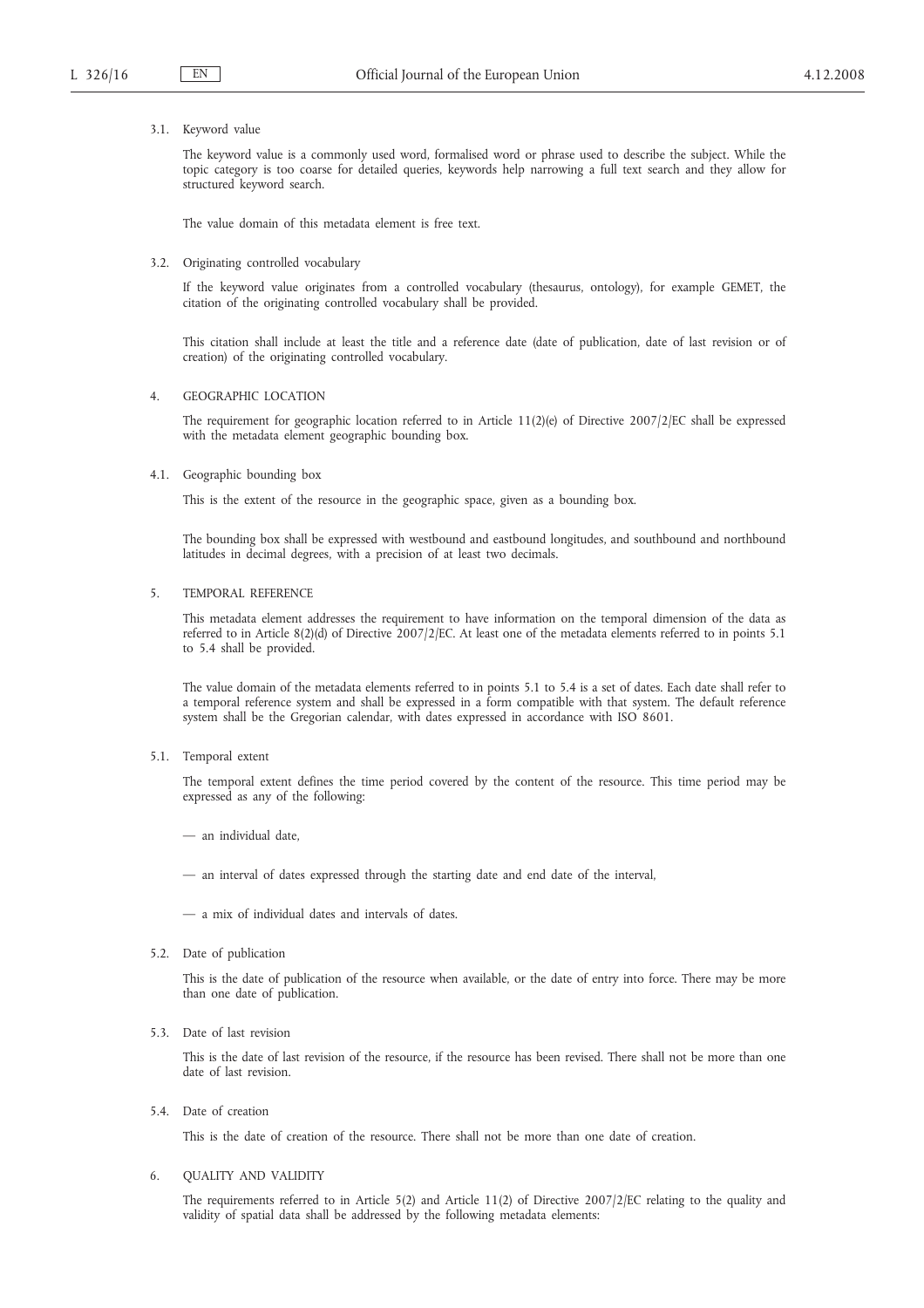3.1. Keyword value

The keyword value is a commonly used word, formalised word or phrase used to describe the subject. While the topic category is too coarse for detailed queries, keywords help narrowing a full text search and they allow for structured keyword search.

The value domain of this metadata element is free text.

3.2. Originating controlled vocabulary

If the keyword value originates from a controlled vocabulary (thesaurus, ontology), for example GEMET, the citation of the originating controlled vocabulary shall be provided.

This citation shall include at least the title and a reference date (date of publication, date of last revision or of creation) of the originating controlled vocabulary.

## 4. GEOGRAPHIC LOCATION

The requirement for geographic location referred to in Article 11(2)(e) of Directive 2007/2/EC shall be expressed with the metadata element geographic bounding box.

4.1. Geographic bounding box

This is the extent of the resource in the geographic space, given as a bounding box.

The bounding box shall be expressed with westbound and eastbound longitudes, and southbound and northbound latitudes in decimal degrees, with a precision of at least two decimals.

## 5. TEMPORAL REFERENCE

This metadata element addresses the requirement to have information on the temporal dimension of the data as referred to in Article 8(2)(d) of Directive 2007/2/EC. At least one of the metadata elements referred to in points 5.1 to 5.4 shall be provided.

The value domain of the metadata elements referred to in points 5.1 to 5.4 is a set of dates. Each date shall refer to a temporal reference system and shall be expressed in a form compatible with that system. The default reference system shall be the Gregorian calendar, with dates expressed in accordance with ISO 8601.

5.1. Temporal extent

The temporal extent defines the time period covered by the content of the resource. This time period may be expressed as any of the following:

— an individual date,

— an interval of dates expressed through the starting date and end date of the interval,

— a mix of individual dates and intervals of dates.

5.2. Date of publication

This is the date of publication of the resource when available, or the date of entry into force. There may be more than one date of publication.

5.3. Date of last revision

This is the date of last revision of the resource, if the resource has been revised. There shall not be more than one date of last revision.

5.4. Date of creation

This is the date of creation of the resource. There shall not be more than one date of creation.

## 6. QUALITY AND VALIDITY

The requirements referred to in Article 5(2) and Article 11(2) of Directive 2007/2/EC relating to the quality and validity of spatial data shall be addressed by the following metadata elements: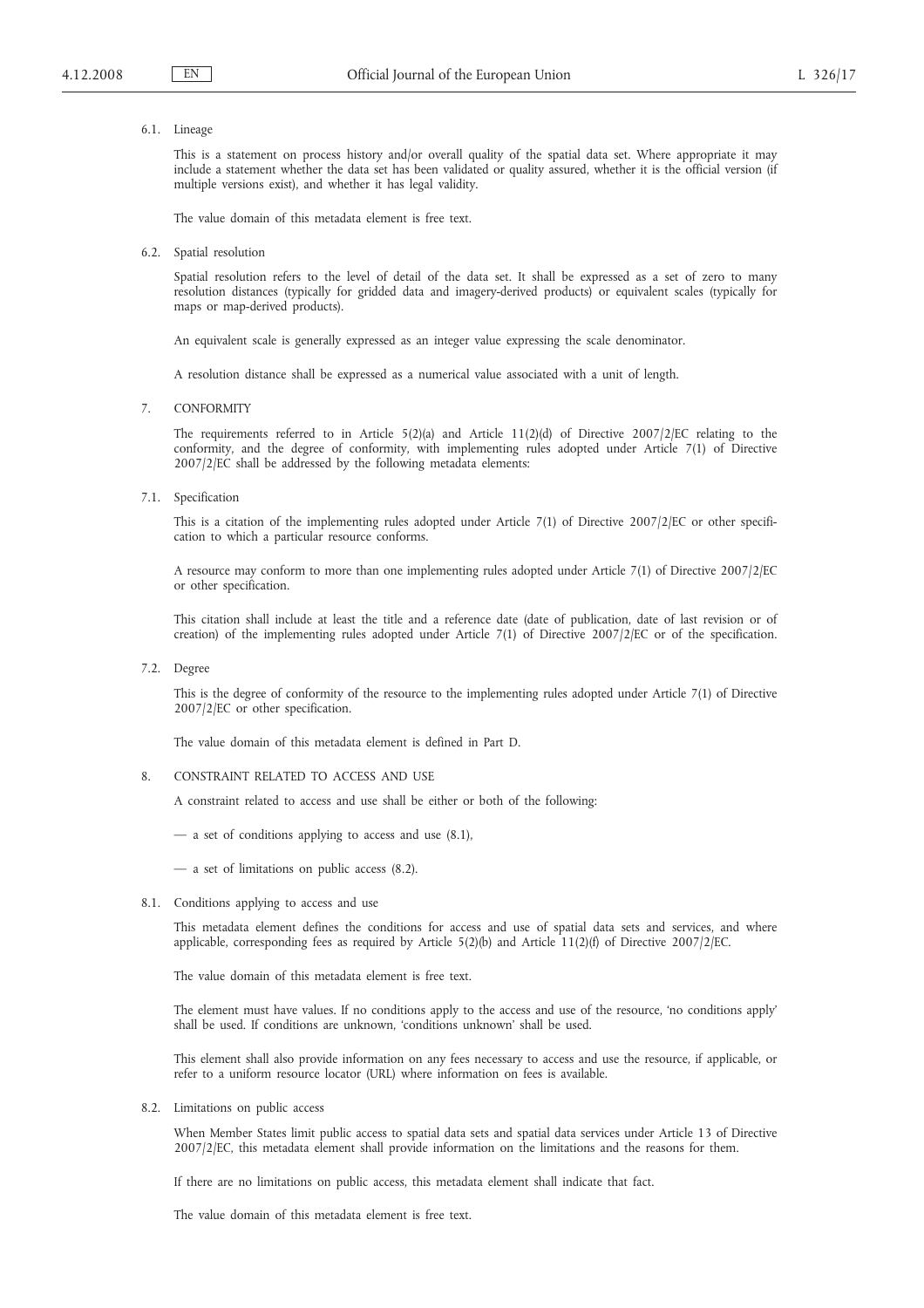6.1. Lineage

This is a statement on process history and/or overall quality of the spatial data set. Where appropriate it may include a statement whether the data set has been validated or quality assured, whether it is the official version (if multiple versions exist), and whether it has legal validity.

The value domain of this metadata element is free text.

6.2. Spatial resolution

Spatial resolution refers to the level of detail of the data set. It shall be expressed as a set of zero to many resolution distances (typically for gridded data and imagery-derived products) or equivalent scales (typically for maps or map-derived products).

An equivalent scale is generally expressed as an integer value expressing the scale denominator.

A resolution distance shall be expressed as a numerical value associated with a unit of length.

## 7. CONFORMITY

The requirements referred to in Article 5(2)(a) and Article 11(2)(d) of Directive 2007/2/EC relating to the conformity, and the degree of conformity, with implementing rules adopted under Article 7(1) of Directive 2007/2/EC shall be addressed by the following metadata elements:

7.1. Specification

This is a citation of the implementing rules adopted under Article 7(1) of Directive 2007/2/EC or other specification to which a particular resource conforms.

A resource may conform to more than one implementing rules adopted under Article 7(1) of Directive 2007/2/EC or other specification.

This citation shall include at least the title and a reference date (date of publication, date of last revision or of creation) of the implementing rules adopted under Article 7(1) of Directive 2007/2/EC or of the specification.

7.2. Degree

This is the degree of conformity of the resource to the implementing rules adopted under Article 7(1) of Directive 2007/2/EC or other specification.

The value domain of this metadata element is defined in Part D.

## 8. CONSTRAINT RELATED TO ACCESS AND USE

A constraint related to access and use shall be either or both of the following:

— a set of conditions applying to access and use (8.1),

— a set of limitations on public access (8.2).

8.1. Conditions applying to access and use

This metadata element defines the conditions for access and use of spatial data sets and services, and where applicable, corresponding fees as required by Article 5(2)(b) and Article 11(2)(f) of Directive 2007/2/EC.

The value domain of this metadata element is free text.

The element must have values. If no conditions apply to the access and use of the resource, 'no conditions apply' shall be used. If conditions are unknown, 'conditions unknown' shall be used.

This element shall also provide information on any fees necessary to access and use the resource, if applicable, or refer to a uniform resource locator (URL) where information on fees is available.

8.2. Limitations on public access

When Member States limit public access to spatial data sets and spatial data services under Article 13 of Directive 2007/2/EC, this metadata element shall provide information on the limitations and the reasons for them.

If there are no limitations on public access, this metadata element shall indicate that fact.

The value domain of this metadata element is free text.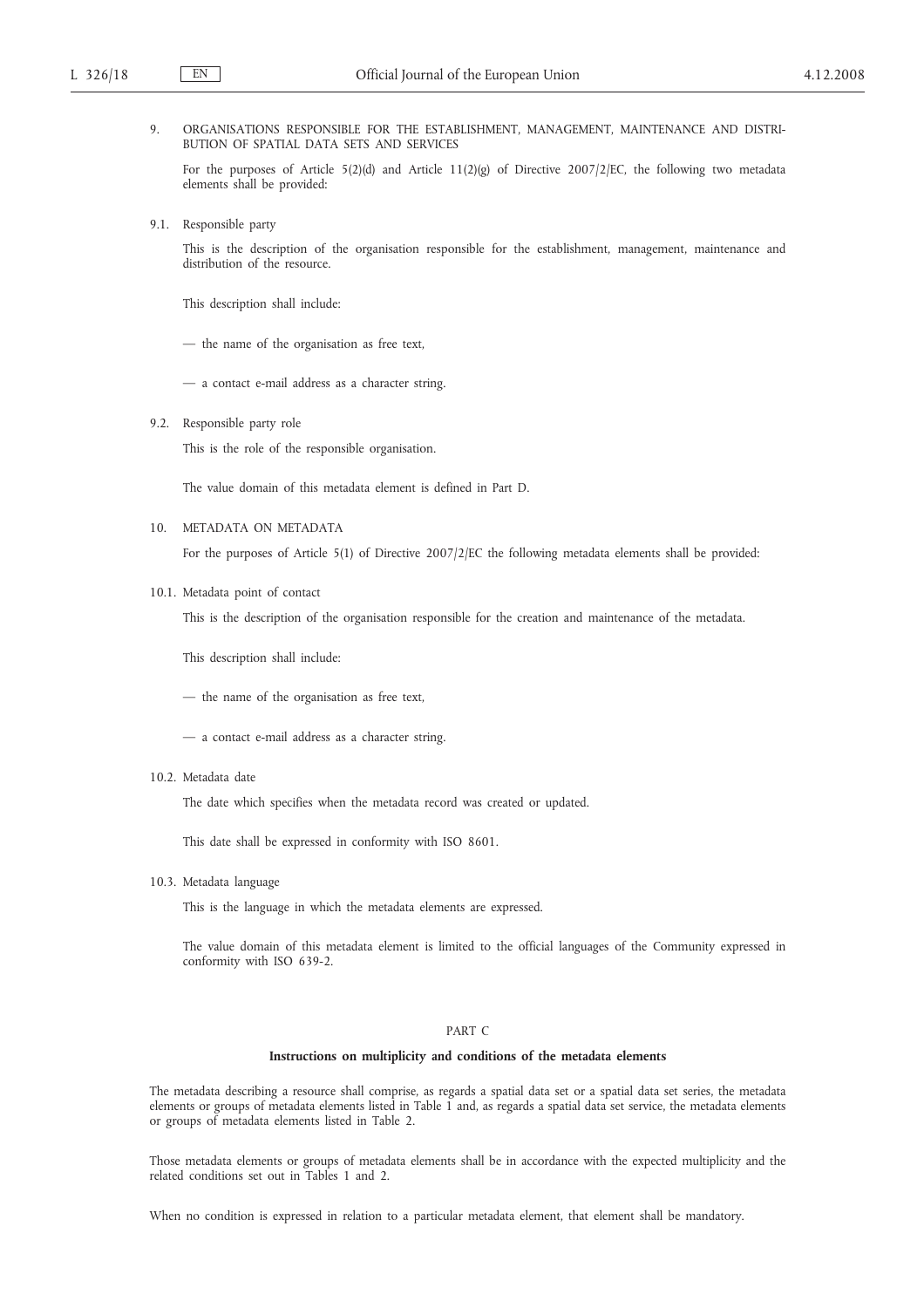9. ORGANISATIONS RESPONSIBLE FOR THE ESTABLISHMENT, MANAGEMENT, MAINTENANCE AND DISTRIBUTION OF SPATIAL DATA SETS AND SERVICES

For the purposes of Article 5(2)(d) and Article 11(2)(g) of Directive 2007/2/EC, the following two metadata elements shall be provided:

9.1. Responsible party

This is the description of the organisation responsible for the establishment, management, maintenance and distribution of the resource.

This description shall include:

— the name of the organisation as free text,

— a contact e-mail address as a character string.

9.2. Responsible party role

This is the role of the responsible organisation.

The value domain of this metadata element is defined in Part D.

10. METADATA ON METADATA

For the purposes of Article 5(1) of Directive 2007/2/EC the following metadata elements shall be provided:

10.1. Metadata point of contact

This is the description of the organisation responsible for the creation and maintenance of the metadata.

This description shall include:

— the name of the organisation as free text,

— a contact e-mail address as a character string.

10.2. Metadata date

The date which specifies when the metadata record was created or updated.

This date shall be expressed in conformity with ISO 8601.

10.3. Metadata language

This is the language in which the metadata elements are expressed.

The value domain of this metadata element is limited to the official languages of the Community expressed in conformity with ISO 639-2.

PART C

**Instructions on multiplicity and conditions of the metadata elements**

The metadata describing a resource shall comprise, as regards a spatial data set or a spatial data set series, the metadata elements or groups of metadata elements listed in Table 1 and, as regards a spatial data set service, the metadata elements or groups of metadata elements listed in Table 2.

Those metadata elements or groups of metadata elements shall be in accordance with the expected multiplicity and the related conditions set out in Tables 1 and 2.

When no condition is expressed in relation to a particular metadata element, that element shall be mandatory.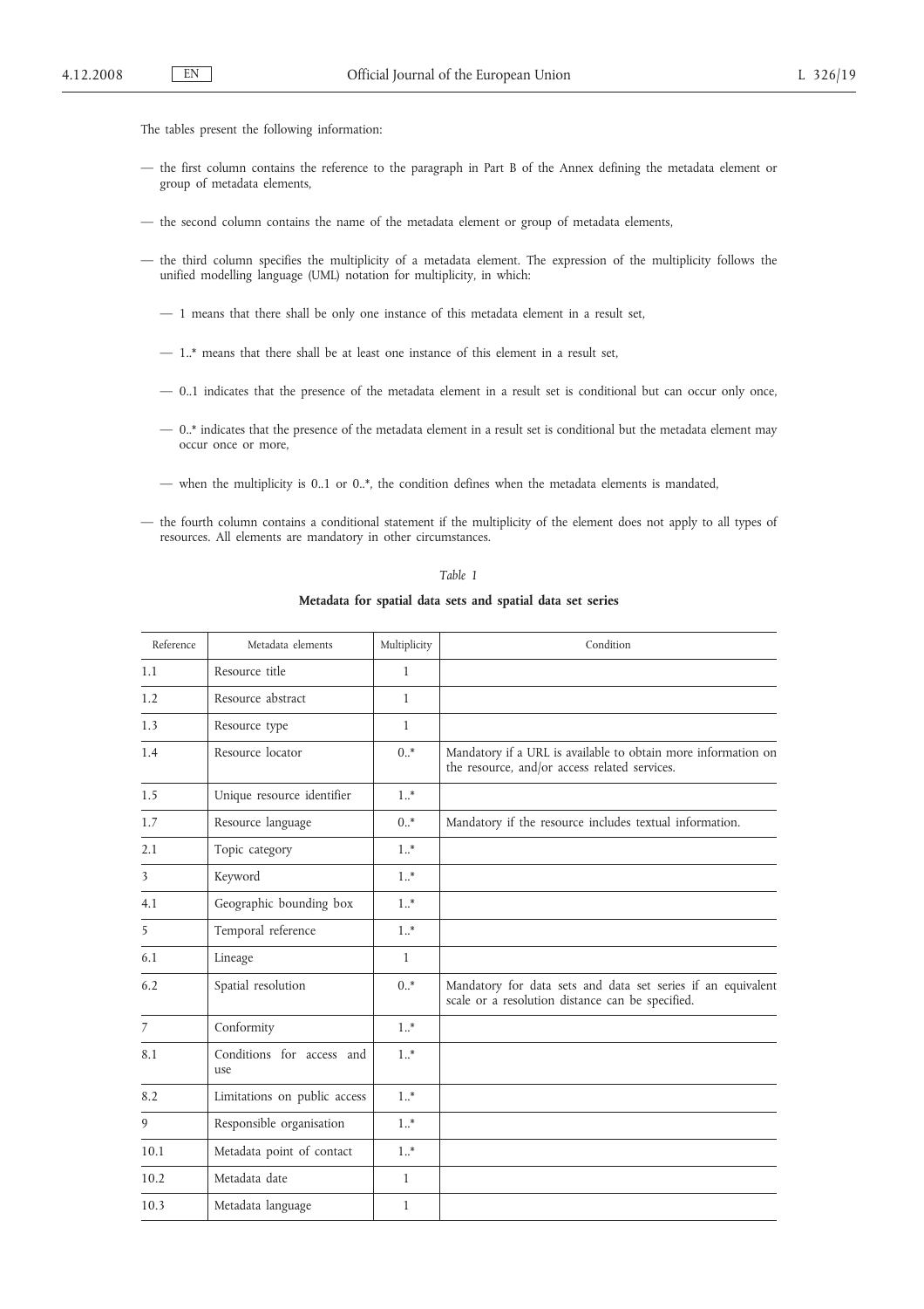The tables present the following information:

- the first column contains the reference to the paragraph in Part B of the Annex defining the metadata element or group of metadata elements,
- the second column contains the name of the metadata element or group of metadata elements,
- the third column specifies the multiplicity of a metadata element. The expression of the multiplicity follows the unified modelling language (UML) notation for multiplicity, in which:
  - 1 means that there shall be only one instance of this metadata element in a result set,
  - 1..* means that there shall be at least one instance of this element in a result set,
  - 0..1 indicates that the presence of the metadata element in a result set is conditional but can occur only once,
  - 0..* indicates that the presence of the metadata element in a result set is conditional but the metadata element may occur once or more,
  - when the multiplicity is 0..1 or 0..*, the condition defines when the metadata elements is mandated,
- the fourth column contains a conditional statement if the multiplicity of the element does not apply to all types of resources. All elements are mandatory in other circumstances.

*Table 1*

**Metadata for spatial data sets and spatial data set series**

| Reference | Metadata elements | Multiplicity | Condition |
|---|---|---|---|
| 1.1 | Resource title | 1 | |
| 1.2 | Resource abstract | 1 | |
| 1.3 | Resource type | 1 | |
| 1.4 | Resource locator | 0..* | Mandatory if a URL is available to obtain more information on the resource, and/or access related services. |
| 1.5 | Unique resource identifier | 1..* | |
| 1.7 | Resource language | 0..* | Mandatory if the resource includes textual information. |
| 2.1 | Topic category | 1..* | |
| 3 | Keyword | 1..* | |
| 4.1 | Geographic bounding box | 1..* | |
| 5 | Temporal reference | 1..* | |
| 6.1 | Lineage | 1 | |
| 6.2 | Spatial resolution | 0..* | Mandatory for data sets and data set series if an equivalent scale or a resolution distance can be specified. |
| 7 | Conformity | 1..* | |
| 8.1 | Conditions for access and use | 1..* | |
| 8.2 | Limitations on public access | 1..* | |
| 9 | Responsible organisation | 1..* | |
| 10.1 | Metadata point of contact | 1..* | |
| 10.2 | Metadata date | 1 | |
| 10.3 | Metadata language | 1 | |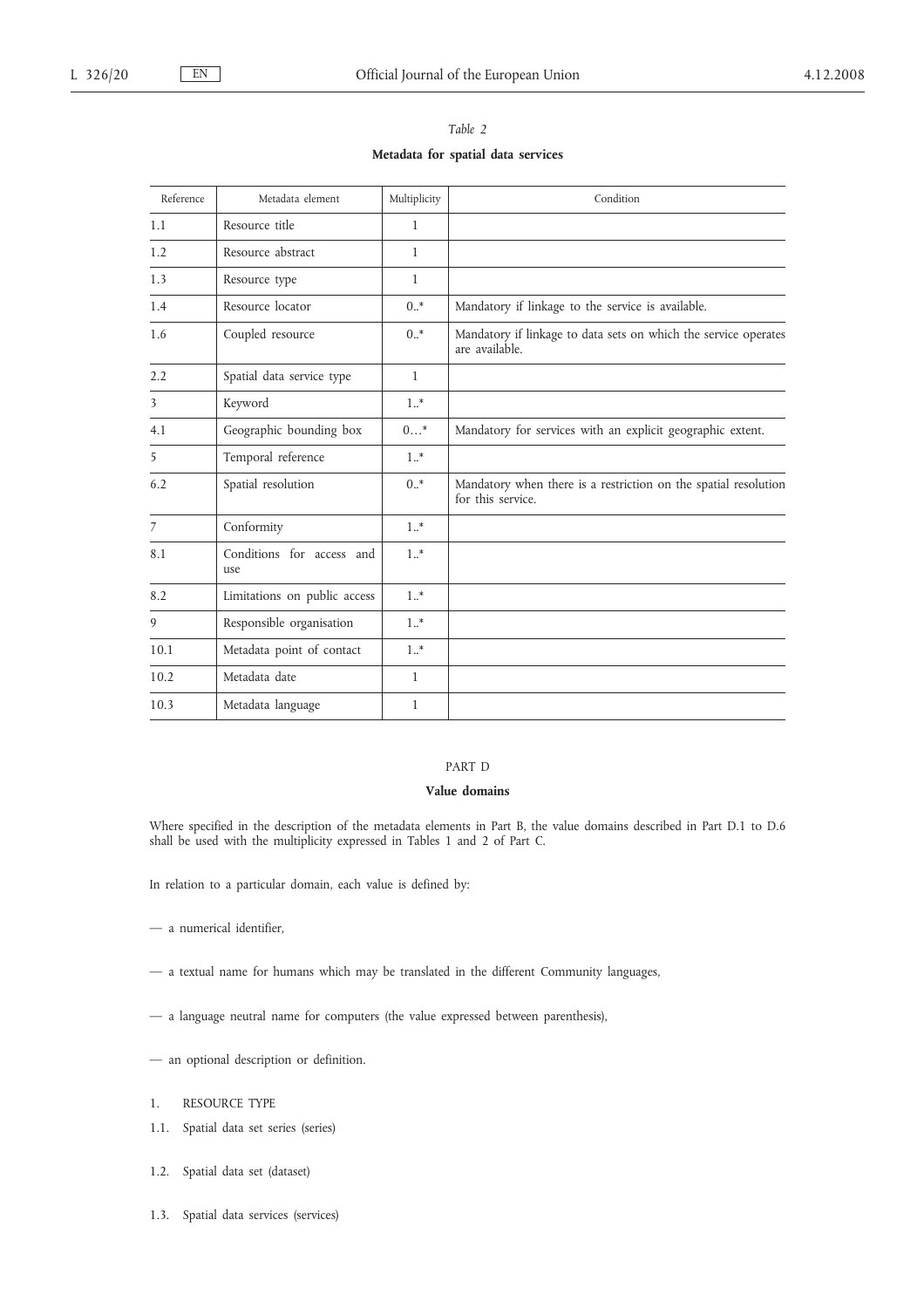*Table 2*

**Metadata for spatial data services**

| Reference | Metadata element | Multiplicity | Condition |
|---|---|---|---|
| 1.1 | Resource title | 1 | |
| 1.2 | Resource abstract | 1 | |
| 1.3 | Resource type | 1 | |
| 1.4 | Resource locator | 0..* | Mandatory if linkage to the service is available. |
| 1.6 | Coupled resource | 0..* | Mandatory if linkage to data sets on which the service operates are available. |
| 2.2 | Spatial data service type | 1 | |
| 3 | Keyword | 1..* | |
| 4.1 | Geographic bounding box | 0…* | Mandatory for services with an explicit geographic extent. |
| 5 | Temporal reference | 1..* | |
| 6.2 | Spatial resolution | 0..* | Mandatory when there is a restriction on the spatial resolution for this service. |
| 7 | Conformity | 1..* | |
| 8.1 | Conditions for access and use | 1..* | |
| 8.2 | Limitations on public access | 1..* | |
| 9 | Responsible organisation | 1..* | |
| 10.1 | Metadata point of contact | 1..* | |
| 10.2 | Metadata date | 1 | |
| 10.3 | Metadata language | 1 | |

PART D

**Value domains**

Where specified in the description of the metadata elements in Part B, the value domains described in Part D.1 to D.6 shall be used with the multiplicity expressed in Tables 1 and 2 of Part C.

In relation to a particular domain, each value is defined by:

— a numerical identifier,

— a textual name for humans which may be translated in the different Community languages,

— a language neutral name for computers (the value expressed between parenthesis),

— an optional description or definition.

1. RESOURCE TYPE

1.1. Spatial data set series (series)

1.2. Spatial data set (dataset)

1.3. Spatial data services (services)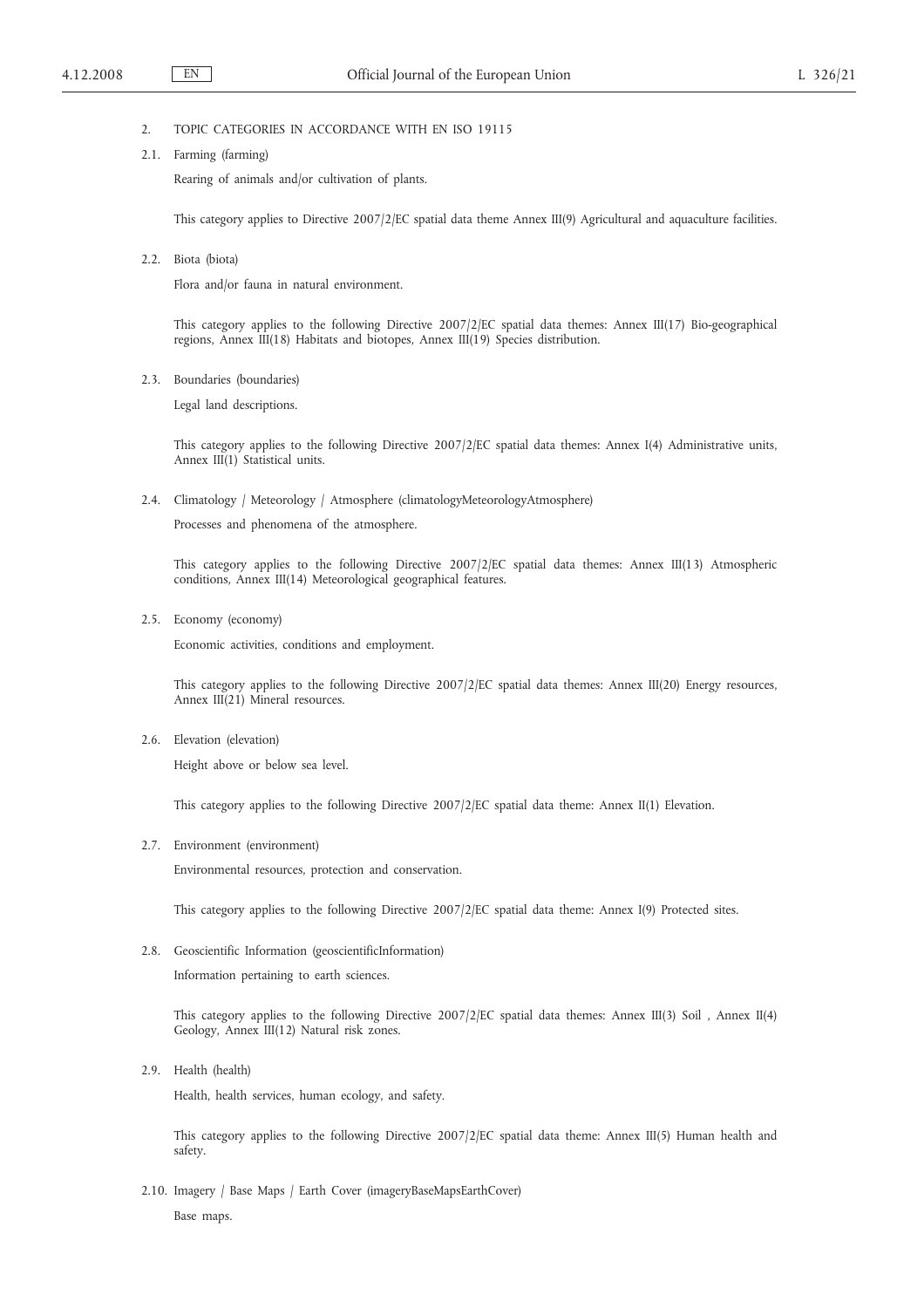## 2. TOPIC CATEGORIES IN ACCORDANCE WITH EN ISO 19115

### 2.1. Farming (farming)

Rearing of animals and/or cultivation of plants.

This category applies to Directive 2007/2/EC spatial data theme Annex III(9) Agricultural and aquaculture facilities.

### 2.2. Biota (biota)

Flora and/or fauna in natural environment.

This category applies to the following Directive 2007/2/EC spatial data themes: Annex III(17) Bio-geographical regions, Annex III(18) Habitats and biotopes, Annex III(19) Species distribution.

### 2.3. Boundaries (boundaries)

Legal land descriptions.

This category applies to the following Directive 2007/2/EC spatial data themes: Annex I(4) Administrative units, Annex III(1) Statistical units.

### 2.4. Climatology / Meteorology / Atmosphere (climatologyMeteorologyAtmosphere)

Processes and phenomena of the atmosphere.

This category applies to the following Directive 2007/2/EC spatial data themes: Annex III(13) Atmospheric conditions, Annex III(14) Meteorological geographical features.

### 2.5. Economy (economy)

Economic activities, conditions and employment.

This category applies to the following Directive 2007/2/EC spatial data themes: Annex III(20) Energy resources, Annex III(21) Mineral resources.

### 2.6. Elevation (elevation)

Height above or below sea level.

This category applies to the following Directive 2007/2/EC spatial data theme: Annex II(1) Elevation.

### 2.7. Environment (environment)

Environmental resources, protection and conservation.

This category applies to the following Directive 2007/2/EC spatial data theme: Annex I(9) Protected sites.

### 2.8. Geoscientific Information (geoscientificInformation)

Information pertaining to earth sciences.

This category applies to the following Directive 2007/2/EC spatial data themes: Annex III(3) Soil , Annex II(4) Geology, Annex III(12) Natural risk zones.

### 2.9. Health (health)

Health, health services, human ecology, and safety.

This category applies to the following Directive 2007/2/EC spatial data theme: Annex III(5) Human health and safety.

### 2.10. Imagery / Base Maps / Earth Cover (imageryBaseMapsEarthCover)

Base maps.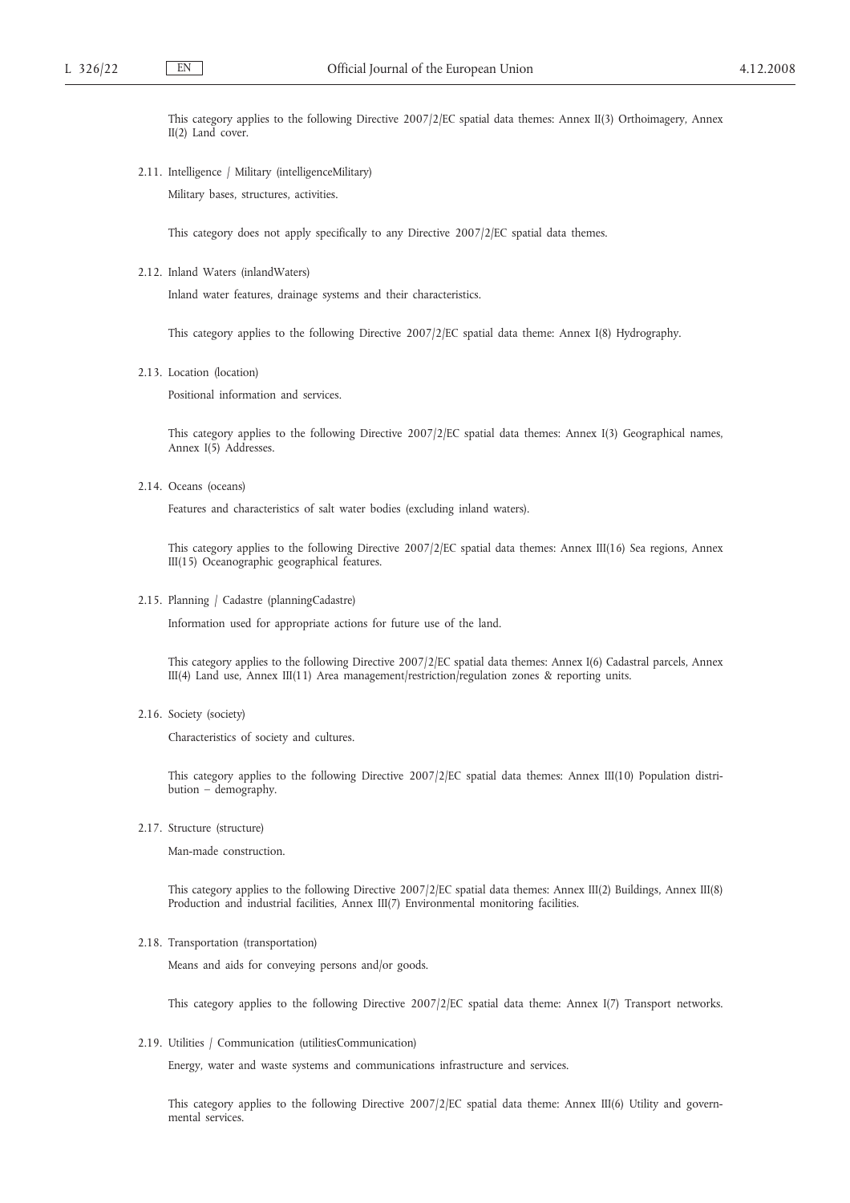This category applies to the following Directive 2007/2/EC spatial data themes: Annex II(3) Orthoimagery, Annex II(2) Land cover.

2.11. Intelligence / Military (intelligenceMilitary)

Military bases, structures, activities.

This category does not apply specifically to any Directive 2007/2/EC spatial data themes.

2.12. Inland Waters (inlandWaters)

Inland water features, drainage systems and their characteristics.

This category applies to the following Directive 2007/2/EC spatial data theme: Annex I(8) Hydrography.

2.13. Location (location)

Positional information and services.

This category applies to the following Directive 2007/2/EC spatial data themes: Annex I(3) Geographical names, Annex I(5) Addresses.

2.14. Oceans (oceans)

Features and characteristics of salt water bodies (excluding inland waters).

This category applies to the following Directive 2007/2/EC spatial data themes: Annex III(16) Sea regions, Annex III(15) Oceanographic geographical features.

2.15. Planning / Cadastre (planningCadastre)

Information used for appropriate actions for future use of the land.

This category applies to the following Directive 2007/2/EC spatial data themes: Annex I(6) Cadastral parcels, Annex III(4) Land use, Annex III(11) Area management/restriction/regulation zones & reporting units.

2.16. Society (society)

Characteristics of society and cultures.

This category applies to the following Directive 2007/2/EC spatial data themes: Annex III(10) Population distribution – demography.

2.17. Structure (structure)

Man-made construction.

This category applies to the following Directive 2007/2/EC spatial data themes: Annex III(2) Buildings, Annex III(8) Production and industrial facilities, Annex III(7) Environmental monitoring facilities.

2.18. Transportation (transportation)

Means and aids for conveying persons and/or goods.

This category applies to the following Directive 2007/2/EC spatial data theme: Annex I(7) Transport networks.

2.19. Utilities / Communication (utilitiesCommunication)

Energy, water and waste systems and communications infrastructure and services.

This category applies to the following Directive 2007/2/EC spatial data theme: Annex III(6) Utility and governmental services.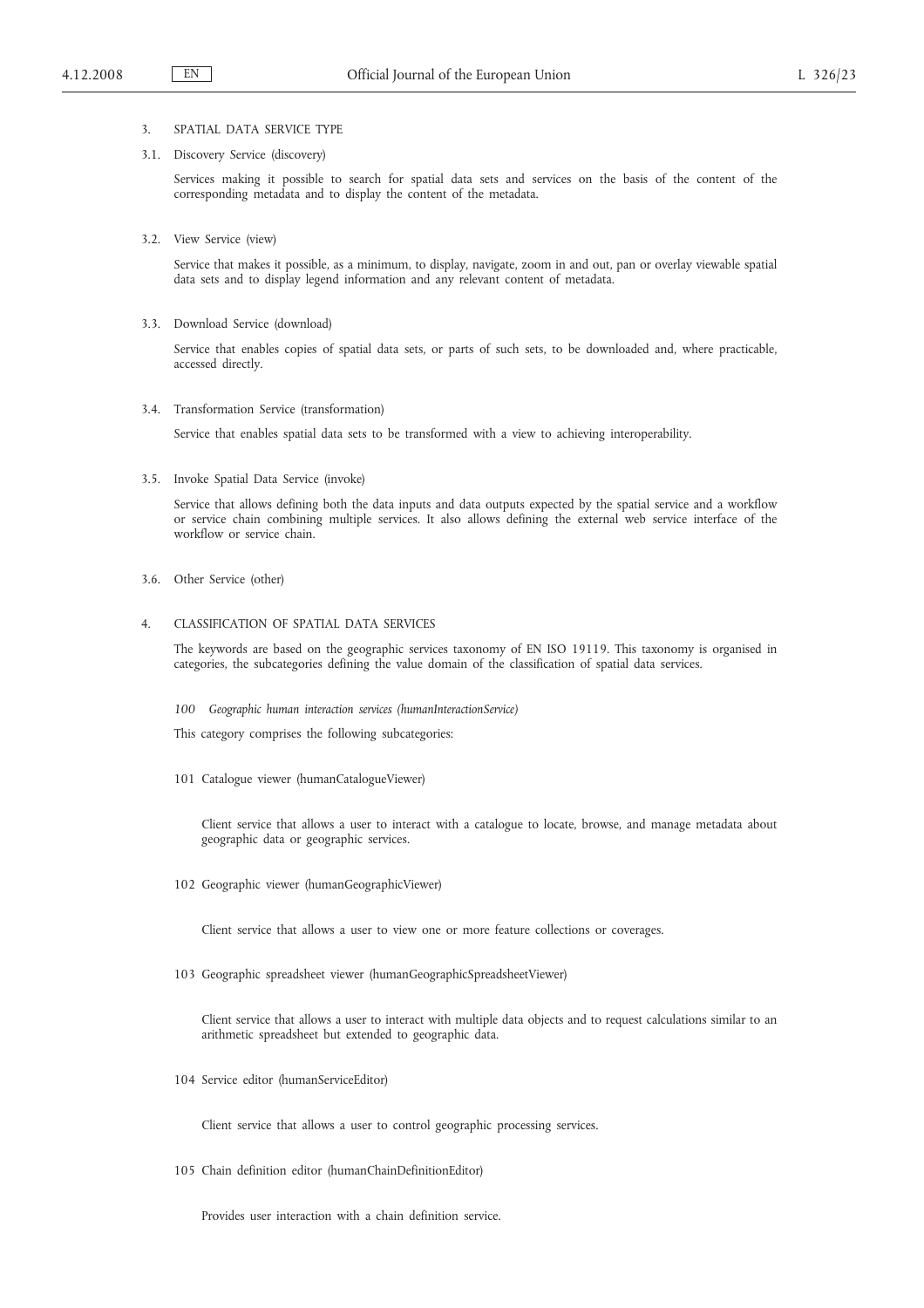## 3. SPATIAL DATA SERVICE TYPE

### 3.1. Discovery Service (discovery)

Services making it possible to search for spatial data sets and services on the basis of the content of the corresponding metadata and to display the content of the metadata.

### 3.2. View Service (view)

Service that makes it possible, as a minimum, to display, navigate, zoom in and out, pan or overlay viewable spatial data sets and to display legend information and any relevant content of metadata.

### 3.3. Download Service (download)

Service that enables copies of spatial data sets, or parts of such sets, to be downloaded and, where practicable, accessed directly.

### 3.4. Transformation Service (transformation)

Service that enables spatial data sets to be transformed with a view to achieving interoperability.

### 3.5. Invoke Spatial Data Service (invoke)

Service that allows defining both the data inputs and data outputs expected by the spatial service and a workflow or service chain combining multiple services. It also allows defining the external web service interface of the workflow or service chain.

### 3.6. Other Service (other)

## 4. CLASSIFICATION OF SPATIAL DATA SERVICES

The keywords are based on the geographic services taxonomy of EN ISO 19119. This taxonomy is organised in categories, the subcategories defining the value domain of the classification of spatial data services.

*100 Geographic human interaction services (humanInteractionService)*

This category comprises the following subcategories:

101 Catalogue viewer (humanCatalogueViewer)

Client service that allows a user to interact with a catalogue to locate, browse, and manage metadata about geographic data or geographic services.

102 Geographic viewer (humanGeographicViewer)

Client service that allows a user to view one or more feature collections or coverages.

103 Geographic spreadsheet viewer (humanGeographicSpreadsheetViewer)

Client service that allows a user to interact with multiple data objects and to request calculations similar to an arithmetic spreadsheet but extended to geographic data.

104 Service editor (humanServiceEditor)

Client service that allows a user to control geographic processing services.

105 Chain definition editor (humanChainDefinitionEditor)

Provides user interaction with a chain definition service.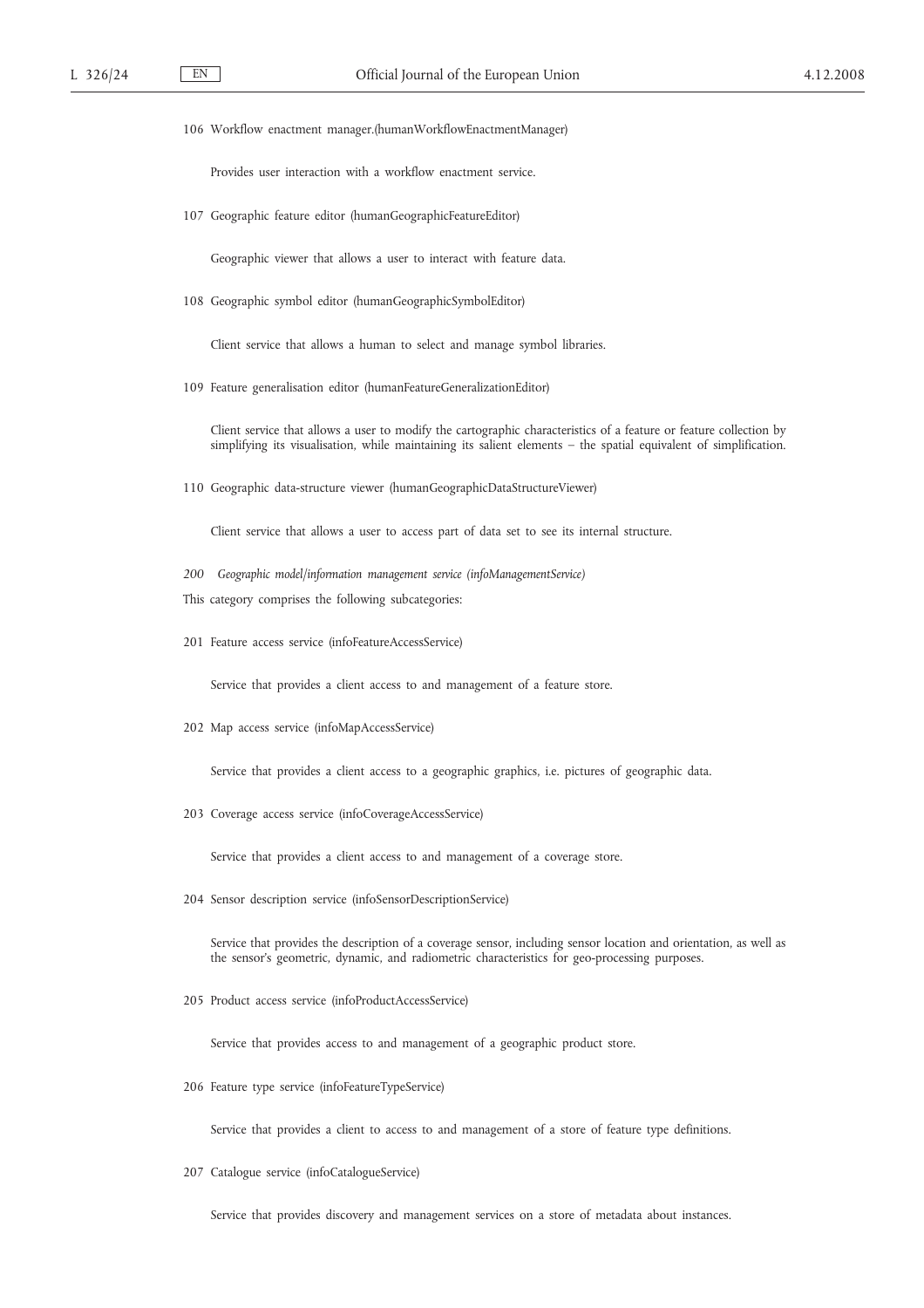106 Workflow enactment manager.(humanWorkflowEnactmentManager)

Provides user interaction with a workflow enactment service.

107 Geographic feature editor (humanGeographicFeatureEditor)

Geographic viewer that allows a user to interact with feature data.

108 Geographic symbol editor (humanGeographicSymbolEditor)

Client service that allows a human to select and manage symbol libraries.

109 Feature generalisation editor (humanFeatureGeneralizationEditor)

Client service that allows a user to modify the cartographic characteristics of a feature or feature collection by simplifying its visualisation, while maintaining its salient elements – the spatial equivalent of simplification.

110 Geographic data-structure viewer (humanGeographicDataStructureViewer)

Client service that allows a user to access part of data set to see its internal structure.

*200 Geographic model/information management service (infoManagementService)*

This category comprises the following subcategories:

201 Feature access service (infoFeatureAccessService)

Service that provides a client access to and management of a feature store.

202 Map access service (infoMapAccessService)

Service that provides a client access to a geographic graphics, i.e. pictures of geographic data.

203 Coverage access service (infoCoverageAccessService)

Service that provides a client access to and management of a coverage store.

204 Sensor description service (infoSensorDescriptionService)

Service that provides the description of a coverage sensor, including sensor location and orientation, as well as the sensor's geometric, dynamic, and radiometric characteristics for geo-processing purposes.

205 Product access service (infoProductAccessService)

Service that provides access to and management of a geographic product store.

206 Feature type service (infoFeatureTypeService)

Service that provides a client to access to and management of a store of feature type definitions.

207 Catalogue service (infoCatalogueService)

Service that provides discovery and management services on a store of metadata about instances.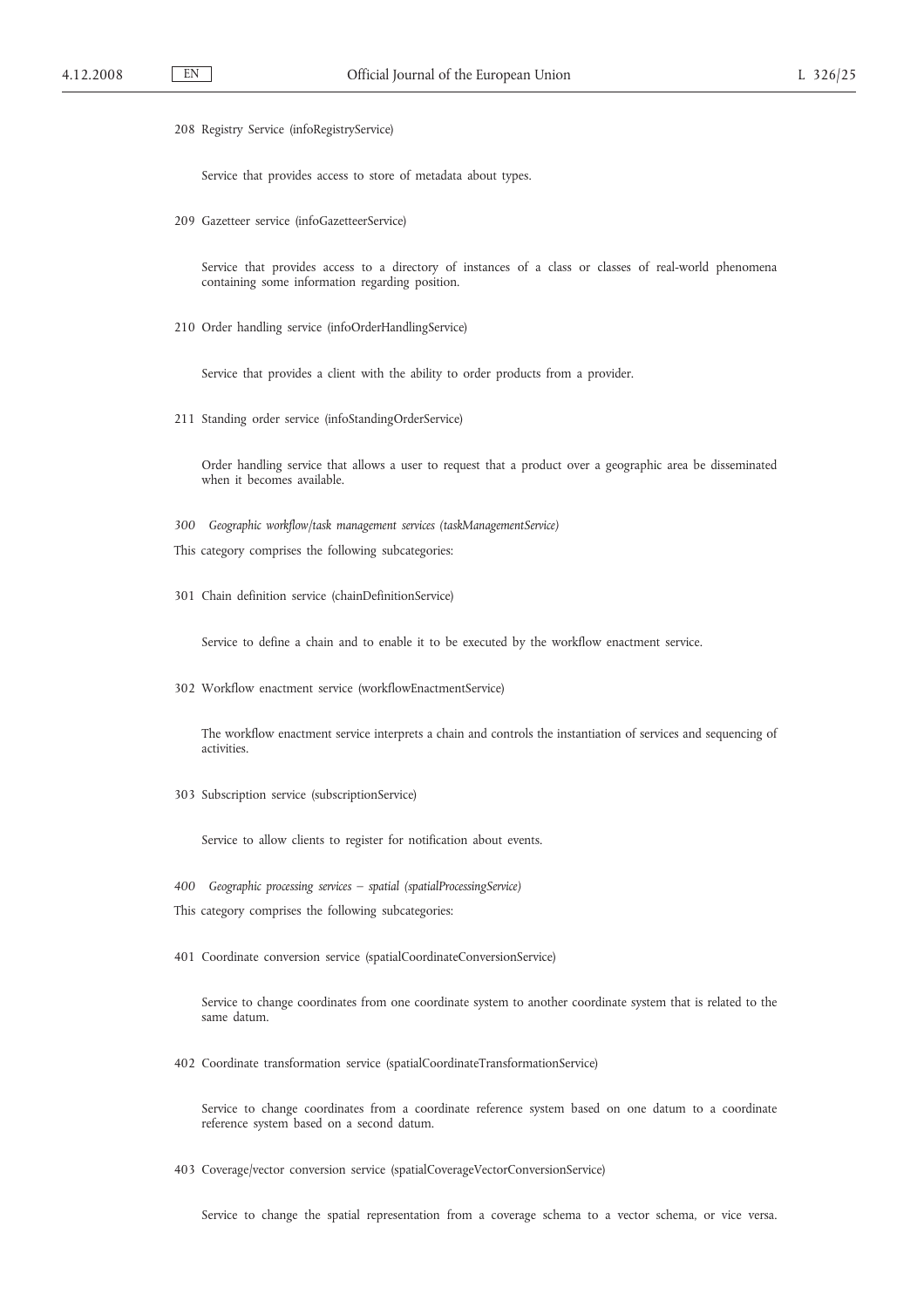208 Registry Service (infoRegistryService)

Service that provides access to store of metadata about types.

209 Gazetteer service (infoGazetteerService)

Service that provides access to a directory of instances of a class or classes of real-world phenomena containing some information regarding position.

210 Order handling service (infoOrderHandlingService)

Service that provides a client with the ability to order products from a provider.

211 Standing order service (infoStandingOrderService)

Order handling service that allows a user to request that a product over a geographic area be disseminated when it becomes available.

*300 Geographic workflow/task management services (taskManagementService)*

This category comprises the following subcategories:

301 Chain definition service (chainDefinitionService)

Service to define a chain and to enable it to be executed by the workflow enactment service.

302 Workflow enactment service (workflowEnactmentService)

The workflow enactment service interprets a chain and controls the instantiation of services and sequencing of activities.

303 Subscription service (subscriptionService)

Service to allow clients to register for notification about events.

*400 Geographic processing services — spatial (spatialProcessingService)*

This category comprises the following subcategories:

401 Coordinate conversion service (spatialCoordinateConversionService)

Service to change coordinates from one coordinate system to another coordinate system that is related to the same datum.

402 Coordinate transformation service (spatialCoordinateTransformationService)

Service to change coordinates from a coordinate reference system based on one datum to a coordinate reference system based on a second datum.

403 Coverage/vector conversion service (spatialCoverageVectorConversionService)

Service to change the spatial representation from a coverage schema to a vector schema, or vice versa.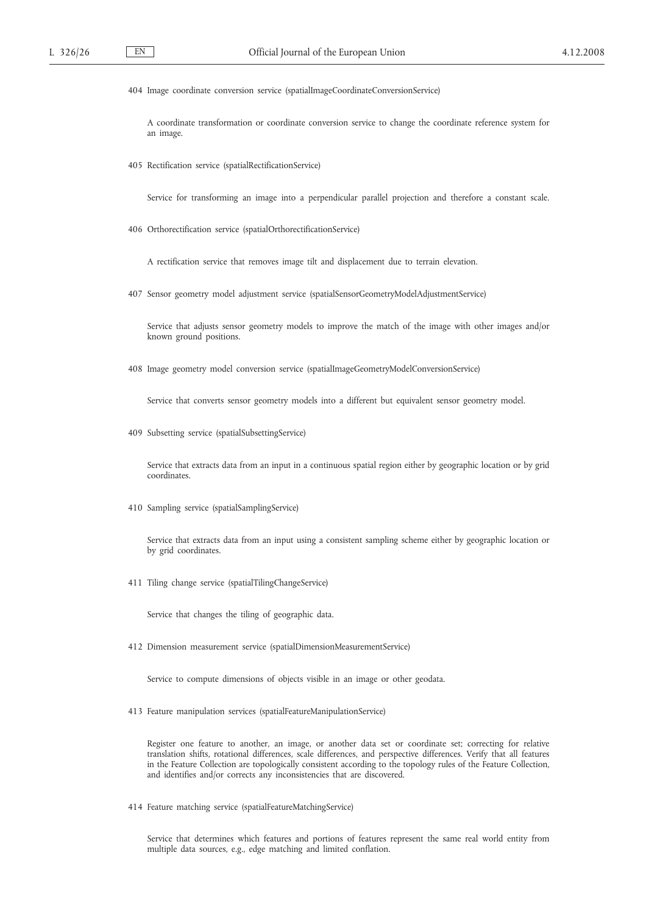404 Image coordinate conversion service (spatialImageCoordinateConversionService)

A coordinate transformation or coordinate conversion service to change the coordinate reference system for an image.

405 Rectification service (spatialRectificationService)

Service for transforming an image into a perpendicular parallel projection and therefore a constant scale.

406 Orthorectification service (spatialOrthorectificationService)

A rectification service that removes image tilt and displacement due to terrain elevation.

407 Sensor geometry model adjustment service (spatialSensorGeometryModelAdjustmentService)

Service that adjusts sensor geometry models to improve the match of the image with other images and/or known ground positions.

408 Image geometry model conversion service (spatialImageGeometryModelConversionService)

Service that converts sensor geometry models into a different but equivalent sensor geometry model.

409 Subsetting service (spatialSubsettingService)

Service that extracts data from an input in a continuous spatial region either by geographic location or by grid coordinates.

410 Sampling service (spatialSamplingService)

Service that extracts data from an input using a consistent sampling scheme either by geographic location or by grid coordinates.

411 Tiling change service (spatialTilingChangeService)

Service that changes the tiling of geographic data.

412 Dimension measurement service (spatialDimensionMeasurementService)

Service to compute dimensions of objects visible in an image or other geodata.

413 Feature manipulation services (spatialFeatureManipulationService)

Register one feature to another, an image, or another data set or coordinate set; correcting for relative translation shifts, rotational differences, scale differences, and perspective differences. Verify that all features in the Feature Collection are topologically consistent according to the topology rules of the Feature Collection, and identifies and/or corrects any inconsistencies that are discovered.

414 Feature matching service (spatialFeatureMatchingService)

Service that determines which features and portions of features represent the same real world entity from multiple data sources, e.g., edge matching and limited conflation.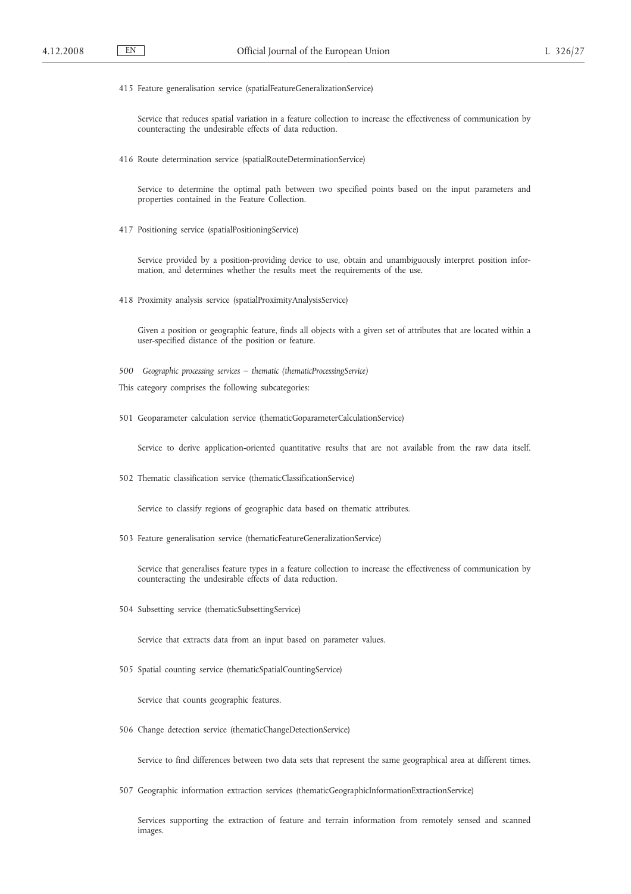415 Feature generalisation service (spatialFeatureGeneralizationService)

Service that reduces spatial variation in a feature collection to increase the effectiveness of communication by counteracting the undesirable effects of data reduction.

416 Route determination service (spatialRouteDeterminationService)

Service to determine the optimal path between two specified points based on the input parameters and properties contained in the Feature Collection.

417 Positioning service (spatialPositioningService)

Service provided by a position-providing device to use, obtain and unambiguously interpret position information, and determines whether the results meet the requirements of the use.

418 Proximity analysis service (spatialProximityAnalysisService)

Given a position or geographic feature, finds all objects with a given set of attributes that are located within a user-specified distance of the position or feature.

*500 Geographic processing services — thematic (thematicProcessingService)*

This category comprises the following subcategories:

501 Geoparameter calculation service (thematicGoparameterCalculationService)

Service to derive application-oriented quantitative results that are not available from the raw data itself.

502 Thematic classification service (thematicClassificationService)

Service to classify regions of geographic data based on thematic attributes.

503 Feature generalisation service (thematicFeatureGeneralizationService)

Service that generalises feature types in a feature collection to increase the effectiveness of communication by counteracting the undesirable effects of data reduction.

504 Subsetting service (thematicSubsettingService)

Service that extracts data from an input based on parameter values.

505 Spatial counting service (thematicSpatialCountingService)

Service that counts geographic features.

506 Change detection service (thematicChangeDetectionService)

Service to find differences between two data sets that represent the same geographical area at different times.

507 Geographic information extraction services (thematicGeographicInformationExtractionService)

Services supporting the extraction of feature and terrain information from remotely sensed and scanned images.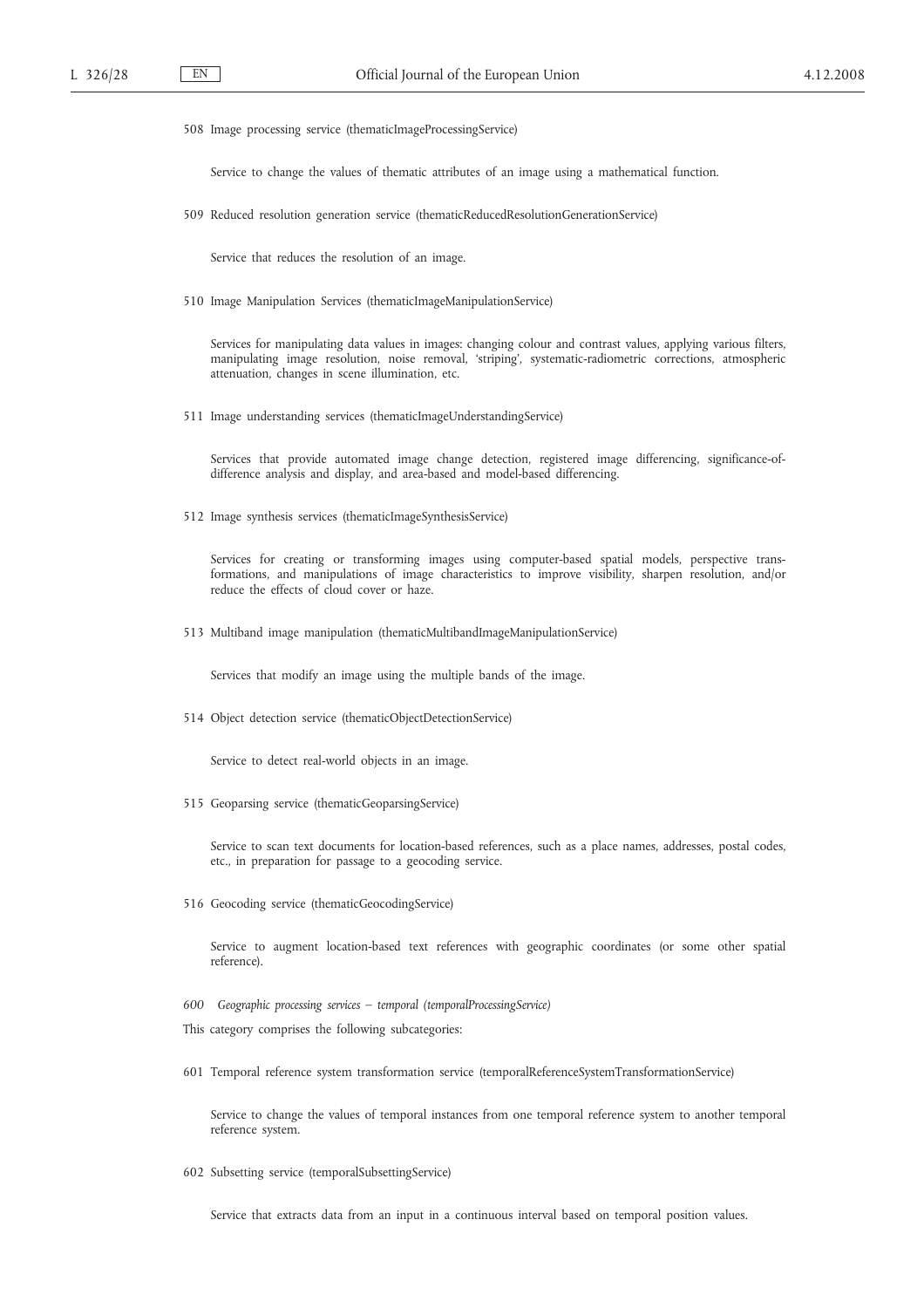508 Image processing service (thematicImageProcessingService)

Service to change the values of thematic attributes of an image using a mathematical function.

509 Reduced resolution generation service (thematicReducedResolutionGenerationService)

Service that reduces the resolution of an image.

510 Image Manipulation Services (thematicImageManipulationService)

Services for manipulating data values in images: changing colour and contrast values, applying various filters, manipulating image resolution, noise removal, 'striping', systematic-radiometric corrections, atmospheric attenuation, changes in scene illumination, etc.

511 Image understanding services (thematicImageUnderstandingService)

Services that provide automated image change detection, registered image differencing, significance-of-difference analysis and display, and area-based and model-based differencing.

512 Image synthesis services (thematicImageSynthesisService)

Services for creating or transforming images using computer-based spatial models, perspective transformations, and manipulations of image characteristics to improve visibility, sharpen resolution, and/or reduce the effects of cloud cover or haze.

513 Multiband image manipulation (thematicMultibandImageManipulationService)

Services that modify an image using the multiple bands of the image.

514 Object detection service (thematicObjectDetectionService)

Service to detect real-world objects in an image.

515 Geoparsing service (thematicGeoparsingService)

Service to scan text documents for location-based references, such as a place names, addresses, postal codes, etc., in preparation for passage to a geocoding service.

516 Geocoding service (thematicGeocodingService)

Service to augment location-based text references with geographic coordinates (or some other spatial reference).

*600 Geographic processing services — temporal (temporalProcessingService)*

This category comprises the following subcategories:

601 Temporal reference system transformation service (temporalReferenceSystemTransformationService)

Service to change the values of temporal instances from one temporal reference system to another temporal reference system.

602 Subsetting service (temporalSubsettingService)

Service that extracts data from an input in a continuous interval based on temporal position values.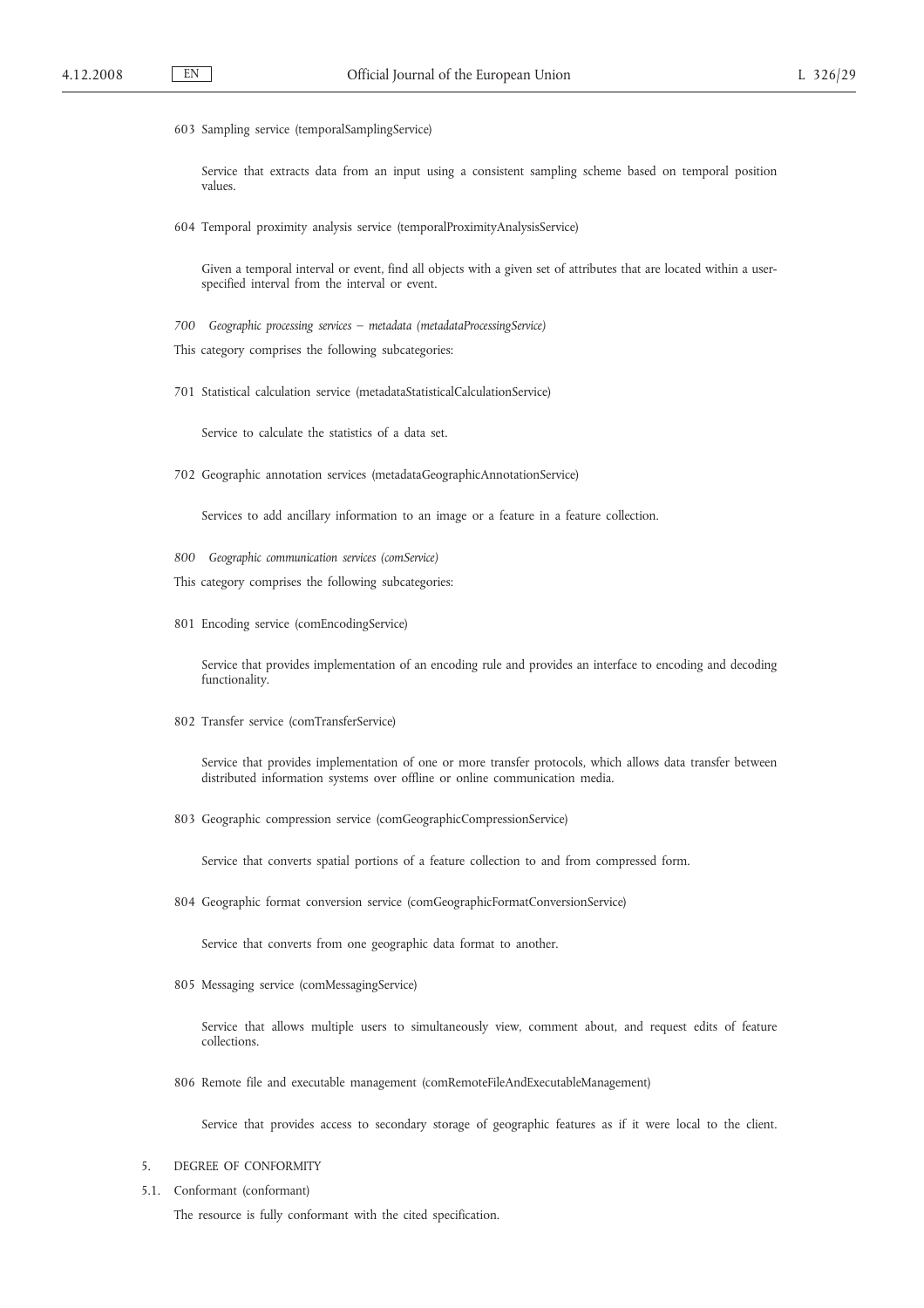603 Sampling service (temporalSamplingService)

Service that extracts data from an input using a consistent sampling scheme based on temporal position values.

604 Temporal proximity analysis service (temporalProximityAnalysisService)

Given a temporal interval or event, find all objects with a given set of attributes that are located within a user-specified interval from the interval or event.

*700 Geographic processing services — metadata (metadataProcessingService)*

This category comprises the following subcategories:

701 Statistical calculation service (metadataStatisticalCalculationService)

Service to calculate the statistics of a data set.

702 Geographic annotation services (metadataGeographicAnnotationService)

Services to add ancillary information to an image or a feature in a feature collection.

*800 Geographic communication services (comService)*

This category comprises the following subcategories:

801 Encoding service (comEncodingService)

Service that provides implementation of an encoding rule and provides an interface to encoding and decoding functionality.

802 Transfer service (comTransferService)

Service that provides implementation of one or more transfer protocols, which allows data transfer between distributed information systems over offline or online communication media.

803 Geographic compression service (comGeographicCompressionService)

Service that converts spatial portions of a feature collection to and from compressed form.

804 Geographic format conversion service (comGeographicFormatConversionService)

Service that converts from one geographic data format to another.

805 Messaging service (comMessagingService)

Service that allows multiple users to simultaneously view, comment about, and request edits of feature collections.

806 Remote file and executable management (comRemoteFileAndExecutableManagement)

Service that provides access to secondary storage of geographic features as if it were local to the client.

## 5. DEGREE OF CONFORMITY

### 5.1. Conformant (conformant)

The resource is fully conformant with the cited specification.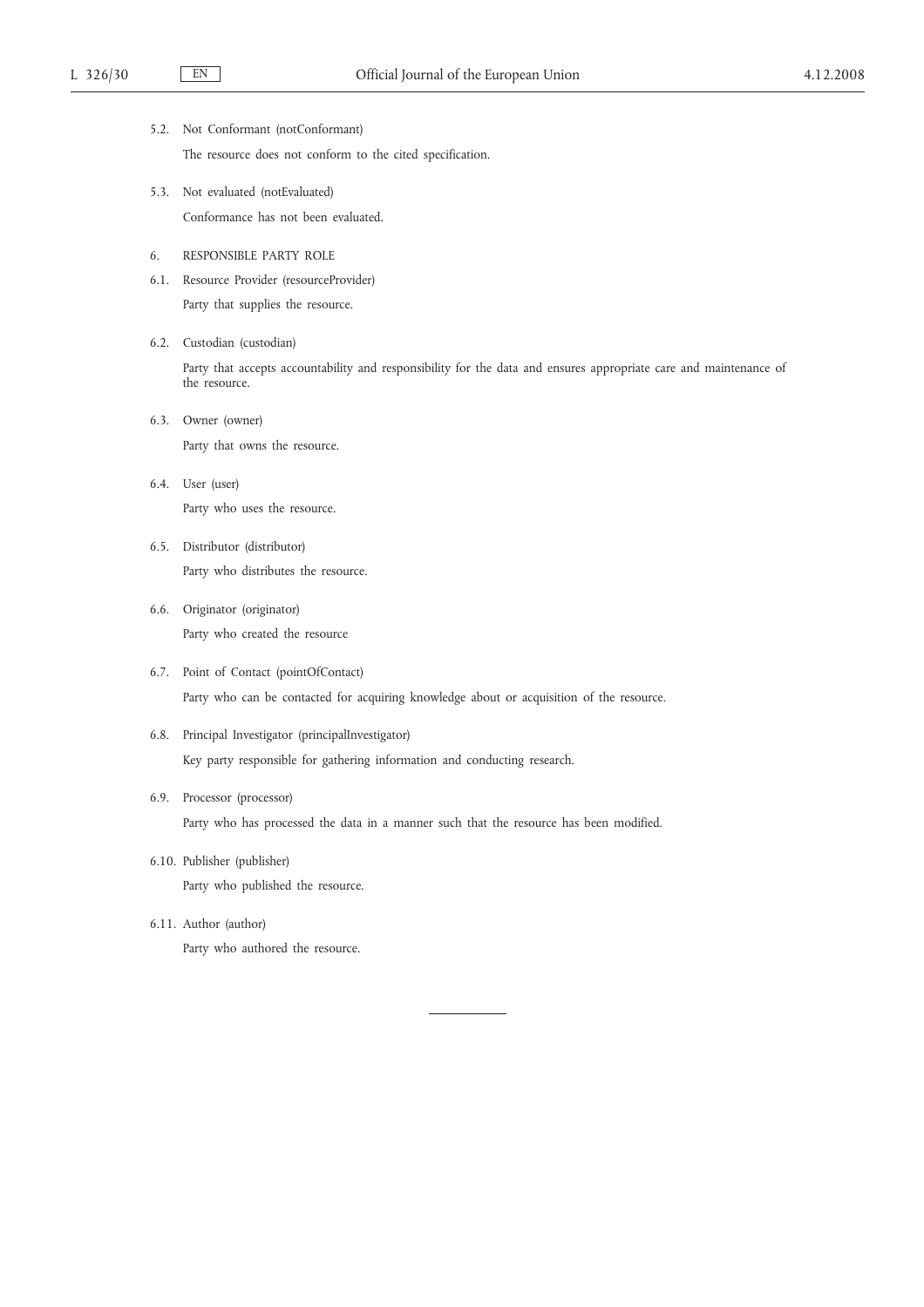5.2. Not Conformant (notConformant)

The resource does not conform to the cited specification.

5.3. Not evaluated (notEvaluated)

Conformance has not been evaluated.

6. RESPONSIBLE PARTY ROLE

6.1. Resource Provider (resourceProvider)

Party that supplies the resource.

6.2. Custodian (custodian)

Party that accepts accountability and responsibility for the data and ensures appropriate care and maintenance of the resource.

6.3. Owner (owner)

Party that owns the resource.

6.4. User (user)

Party who uses the resource.

6.5. Distributor (distributor)

Party who distributes the resource.

6.6. Originator (originator)

Party who created the resource

6.7. Point of Contact (pointOfContact)

Party who can be contacted for acquiring knowledge about or acquisition of the resource.

6.8. Principal Investigator (principalInvestigator)

Key party responsible for gathering information and conducting research.

6.9. Processor (processor)

Party who has processed the data in a manner such that the resource has been modified.

6.10. Publisher (publisher)

Party who published the resource.

6.11. Author (author)

Party who authored the resource.